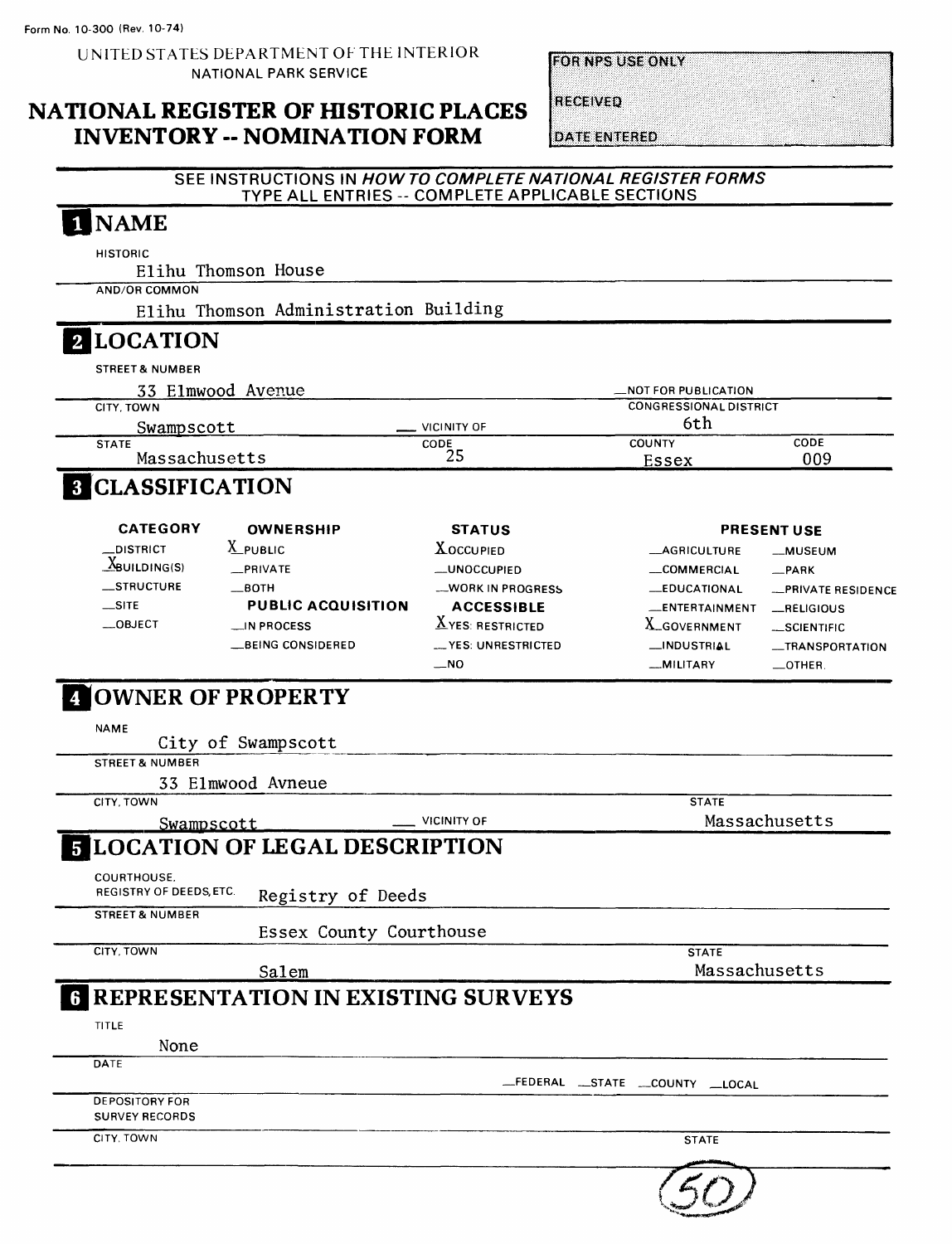Form No. 10-300 (Rev. 10-74)

UNITED STATES DEPARTMENT OF THE INTERIOR
NATIONAL PARK SERVICE

# NATIONAL REGISTER OF HISTORIC PLACES INVENTORY -- NOMINATION FORM

FOR NPS USE ONLY
RECEIVED
DATE ENTERED

SEE INSTRUCTIONS IN *HOW TO COMPLETE NATIONAL REGISTER FORMS*
TYPE ALL ENTRIES -- COMPLETE APPLICABLE SECTIONS

## 1 NAME

HISTORIC
Elihu Thomson House

AND/OR COMMON
Elihu Thomson Administration Building

## 2 LOCATION

STREET & NUMBER
33 Elmwood Avenue

__NOT FOR PUBLICATION

CITY, TOWN
Swampscott __ VICINITY OF

CONGRESSIONAL DISTRICT
6th

STATE
Massachusetts

CODE
25

COUNTY
Essex

CODE
009

## 3 CLASSIFICATION

| CATEGORY | OWNERSHIP | STATUS | PRESENT USE | |
|---|---|---|---|---|
| __DISTRICT | X PUBLIC | X OCCUPIED | __AGRICULTURE | __MUSEUM |
| X BUILDING(S) | __PRIVATE | __UNOCCUPIED | __COMMERCIAL | __PARK |
| __STRUCTURE | __BOTH | __WORK IN PROGRESS | __EDUCATIONAL | __PRIVATE RESIDENCE |
| __SITE | PUBLIC ACQUISITION | ACCESSIBLE | __ENTERTAINMENT | __RELIGIOUS |
| __OBJECT | __IN PROCESS | X YES: RESTRICTED | X GOVERNMENT | __SCIENTIFIC |
| | __BEING CONSIDERED | __YES: UNRESTRICTED | __INDUSTRIAL | __TRANSPORTATION |
| | | __NO | __MILITARY | __OTHER: |

## 4 OWNER OF PROPERTY

NAME
City of Swampscott

STREET & NUMBER
33 Elmwood Avneue

CITY, TOWN
Swampscott __ VICINITY OF

STATE
Massachusetts

## 5 LOCATION OF LEGAL DESCRIPTION

COURTHOUSE, REGISTRY OF DEEDS, ETC.
Registry of Deeds

STREET & NUMBER
Essex County Courthouse

CITY, TOWN
Salem

STATE
Massachusetts

## 6 REPRESENTATION IN EXISTING SURVEYS

TITLE
None

DATE

__FEDERAL __STATE __COUNTY __LOCAL

DEPOSITORY FOR SURVEY RECORDS

CITY, TOWN

STATE

(50)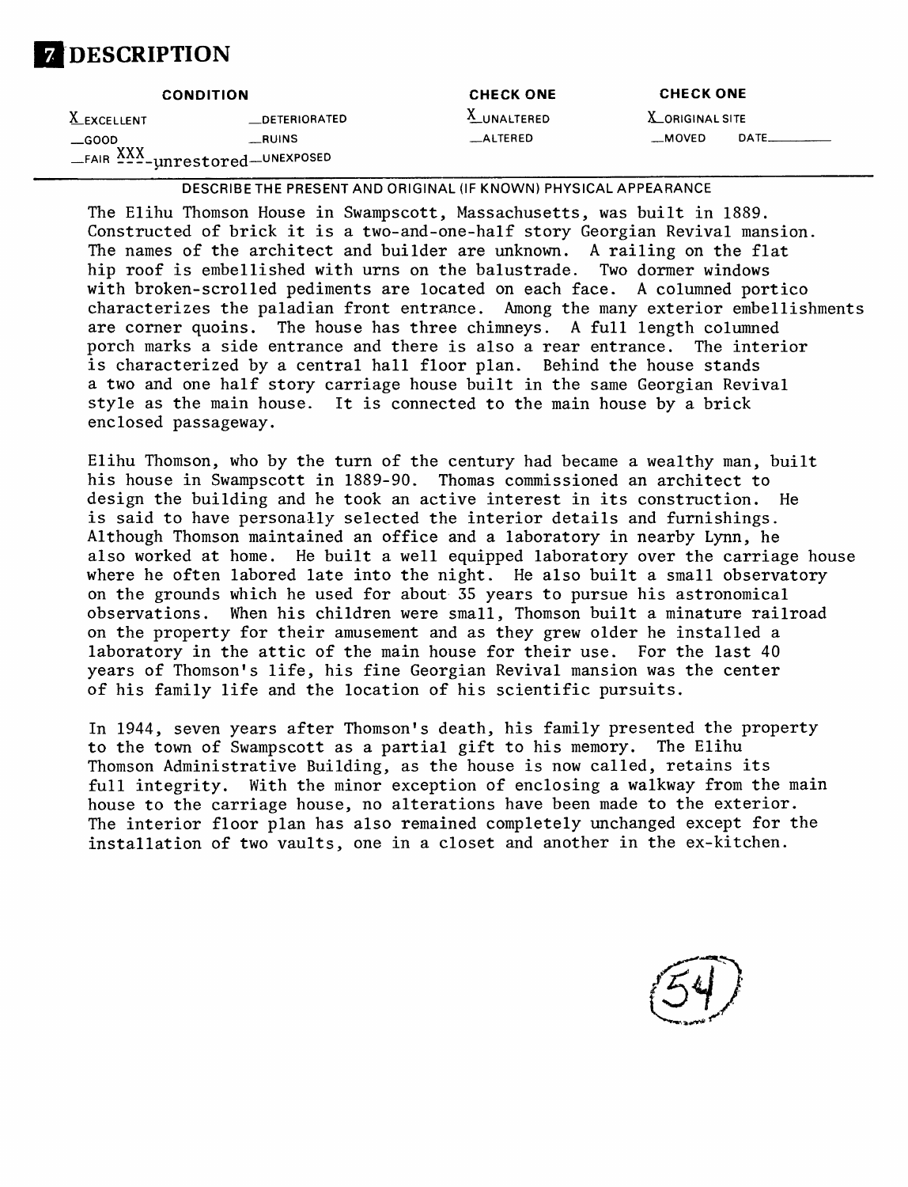# 7 DESCRIPTION

| CONDITION | | CHECK ONE | CHECK ONE |
|---|---|---|---|
| X EXCELLENT | __DETERIORATED | X UNALTERED | X ORIGINAL SITE |
| __GOOD | __RUINS | __ALTERED | __MOVED DATE______ |
| __FAIR XXX-unrestored | __UNEXPOSED | | |

DESCRIBE THE PRESENT AND ORIGINAL (IF KNOWN) PHYSICAL APPEARANCE

The Elihu Thomson House in Swampscott, Massachusetts, was built in 1889. Constructed of brick it is a two-and-one-half story Georgian Revival mansion. The names of the architect and builder are unknown. A railing on the flat hip roof is embellished with urns on the balustrade. Two dormer windows with broken-scrolled pediments are located on each face. A columned portico characterizes the paladian front entrance. Among the many exterior embellishments are corner quoins. The house has three chimneys. A full length columned porch marks a side entrance and there is also a rear entrance. The interior is characterized by a central hall floor plan. Behind the house stands a two and one half story carriage house built in the same Georgian Revival style as the main house. It is connected to the main house by a brick enclosed passageway.

Elihu Thomson, who by the turn of the century had became a wealthy man, built his house in Swampscott in 1889-90. Thomas commissioned an architect to design the building and he took an active interest in its construction. He is said to have personally selected the interior details and furnishings. Although Thomson maintained an office and a laboratory in nearby Lynn, he also worked at home. He built a well equipped laboratory over the carriage house where he often labored late into the night. He also built a small observatory on the grounds which he used for about 35 years to pursue his astronomical observations. When his children were small, Thomson built a minature railroad on the property for their amusement and as they grew older he installed a laboratory in the attic of the main house for their use. For the last 40 years of Thomson's life, his fine Georgian Revival mansion was the center of his family life and the location of his scientific pursuits.

In 1944, seven years after Thomson's death, his family presented the property to the town of Swampscott as a partial gift to his memory. The Elihu Thomson Administrative Building, as the house is now called, retains its full integrity. With the minor exception of enclosing a walkway from the main house to the carriage house, no alterations have been made to the exterior. The interior floor plan has also remained completely unchanged except for the installation of two vaults, one in a closet and another in the ex-kitchen.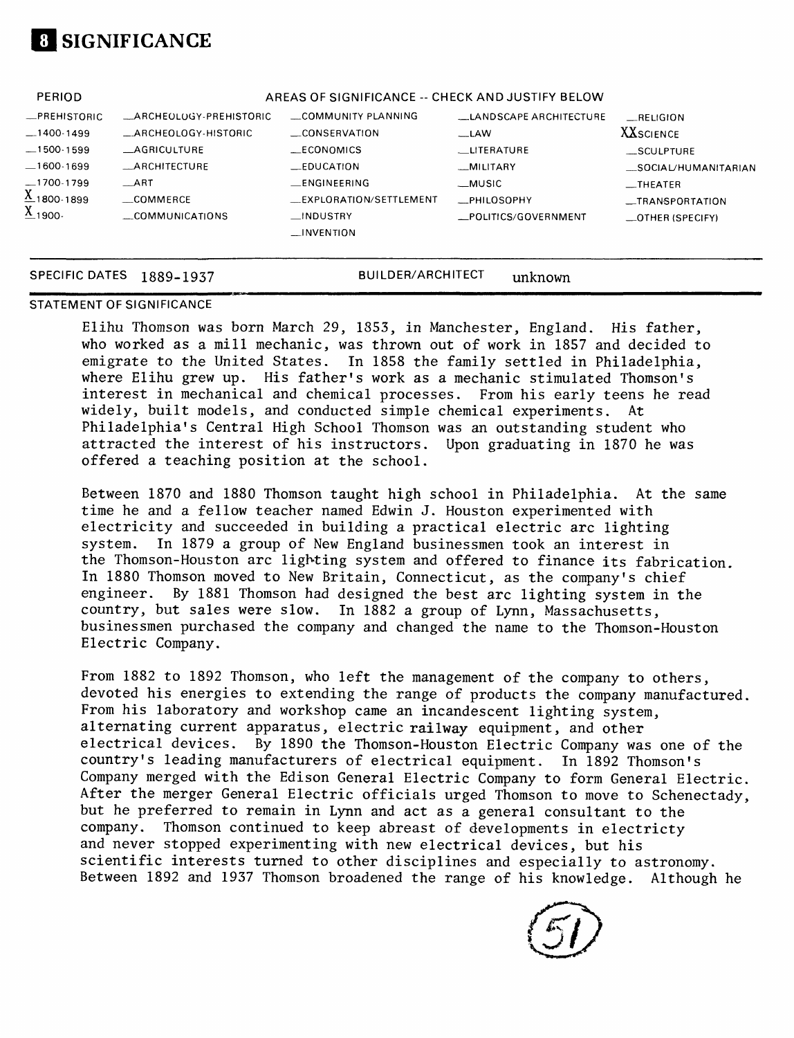# 8 SIGNIFICANCE

| PERIOD | AREAS OF SIGNIFICANCE -- CHECK AND JUSTIFY BELOW | | | | |
|---|---|---|---|---|---|
| __PREHISTORIC | __ARCHEOLOGY-PREHISTORIC | __COMMUNITY PLANNING | __LANDSCAPE ARCHITECTURE | __RELIGION | |
| __1400-1499 | __ARCHEOLOGY-HISTORIC | __CONSERVATION | __LAW | XXSCIENCE | |
| __1500-1599 | __AGRICULTURE | __ECONOMICS | __LITERATURE | __SCULPTURE | |
| __1600-1699 | __ARCHITECTURE | __EDUCATION | __MILITARY | __SOCIAL/HUMANITARIAN | |
| __1700-1799 | __ART | __ENGINEERING | __MUSIC | __THEATER | |
| X 1800-1899 | __COMMERCE | __EXPLORATION/SETTLEMENT | __PHILOSOPHY | __TRANSPORTATION | |
| X 1900- | __COMMUNICATIONS | __INDUSTRY | __POLITICS/GOVERNMENT | __OTHER (SPECIFY) | |
| | | __INVENTION | | | |

SPECIFIC DATES 1889-1937 BUILDER/ARCHITECT unknown

STATEMENT OF SIGNIFICANCE

Elihu Thomson was born March 29, 1853, in Manchester, England. His father, who worked as a mill mechanic, was thrown out of work in 1857 and decided to emigrate to the United States. In 1858 the family settled in Philadelphia, where Elihu grew up. His father's work as a mechanic stimulated Thomson's interest in mechanical and chemical processes. From his early teens he read widely, built models, and conducted simple chemical experiments. At Philadelphia's Central High School Thomson was an outstanding student who attracted the interest of his instructors. Upon graduating in 1870 he was offered a teaching position at the school.

Between 1870 and 1880 Thomson taught high school in Philadelphia. At the same time he and a fellow teacher named Edwin J. Houston experimented with electricity and succeeded in building a practical electric arc lighting system. In 1879 a group of New England businessmen took an interest in the Thomson-Houston arc lighting system and offered to finance its fabrication. In 1880 Thomson moved to New Britain, Connecticut, as the company's chief engineer. By 1881 Thomson had designed the best arc lighting system in the country, but sales were slow. In 1882 a group of Lynn, Massachusetts, businessmen purchased the company and changed the name to the Thomson-Houston Electric Company.

From 1882 to 1892 Thomson, who left the management of the company to others, devoted his energies to extending the range of products the company manufactured. From his laboratory and workshop came an incandescent lighting system, alternating current apparatus, electric railway equipment, and other electrical devices. By 1890 the Thomson-Houston Electric Company was one of the country's leading manufacturers of electrical equipment. In 1892 Thomson's Company merged with the Edison General Electric Company to form General Electric. After the merger General Electric officials urged Thomson to move to Schenectady, but he preferred to remain in Lynn and act as a general consultant to the company. Thomson continued to keep abreast of developments in electricty and never stopped experimenting with new electrical devices, but his scientific interests turned to other disciplines and especially to astronomy. Between 1892 and 1937 Thomson broadened the range of his knowledge. Although he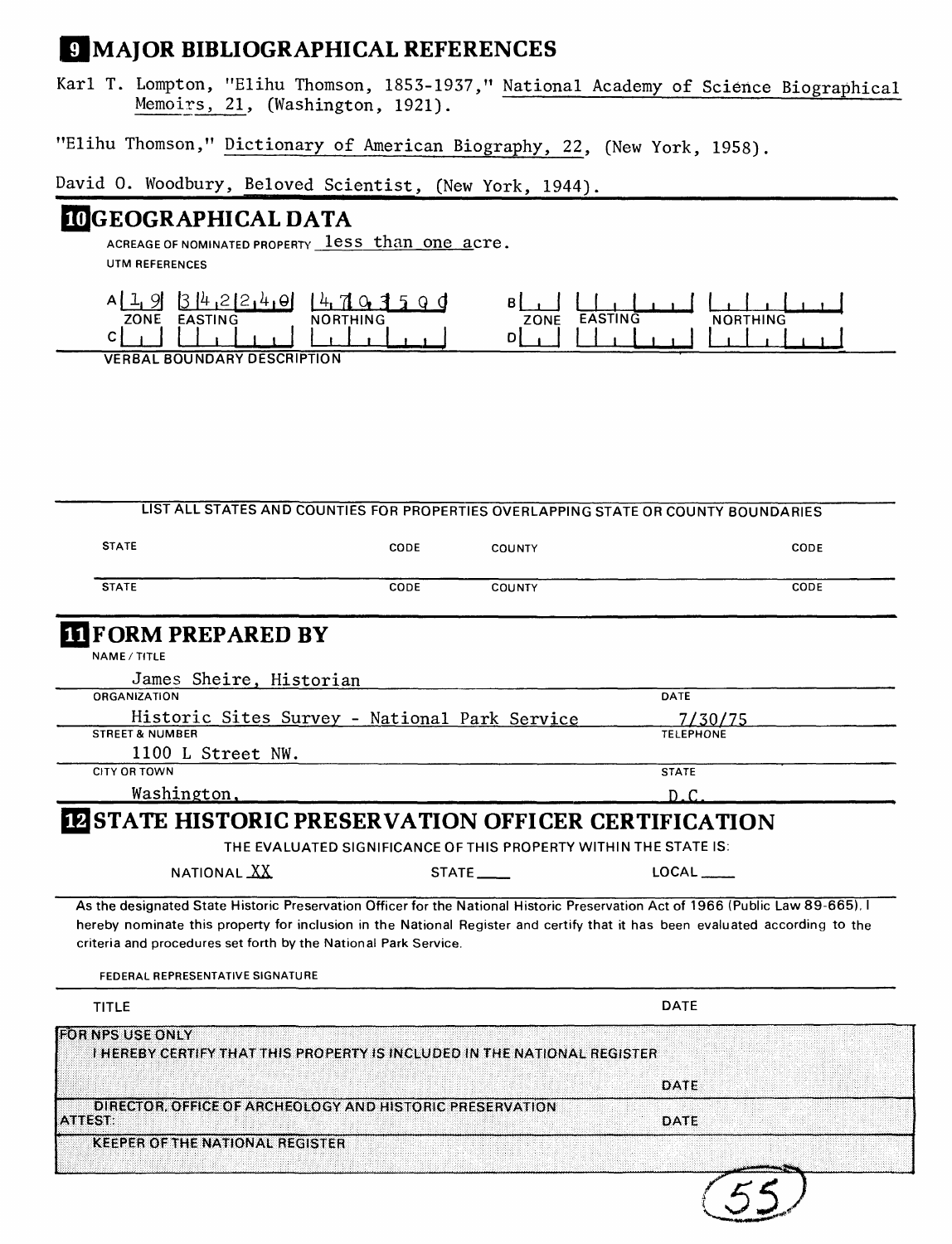## 9 MAJOR BIBLIOGRAPHICAL REFERENCES

Karl T. Lompton, "Elihu Thomson, 1853-1937," National Academy of Science Biographical Memoirs, 21, (Washington, 1921).

"Elihu Thomson," Dictionary of American Biography, 22, (New York, 1958).

David O. Woodbury, Beloved Scientist, (New York, 1944).

## 10 GEOGRAPHICAL DATA

ACREAGE OF NOMINATED PROPERTY less than one acre.

UTM REFERENCES

| | ZONE | EASTING | NORTHING | | ZONE | EASTING | NORTHING |
|---|---|---|---|---|---|---|---|
| A | 19 | 342240 | 4703590 | B | | | |
| C | | | | D | | | |

VERBAL BOUNDARY DESCRIPTION

LIST ALL STATES AND COUNTIES FOR PROPERTIES OVERLAPPING STATE OR COUNTY BOUNDARIES

| STATE | CODE | COUNTY | CODE |
|---|---|---|---|
| STATE | CODE | COUNTY | CODE |

## 11 FORM PREPARED BY

NAME / TITLE
James Sheire, Historian

ORGANIZATION
Historic Sites Survey - National Park Service

DATE
7/30/75

STREET & NUMBER
1100 L Street NW.

TELEPHONE

CITY OR TOWN
Washington,

STATE
D.C.

## 12 STATE HISTORIC PRESERVATION OFFICER CERTIFICATION

THE EVALUATED SIGNIFICANCE OF THIS PROPERTY WITHIN THE STATE IS:

NATIONAL XX    STATE ___    LOCAL ___

As the designated State Historic Preservation Officer for the National Historic Preservation Act of 1966 (Public Law 89-665), I hereby nominate this property for inclusion in the National Register and certify that it has been evaluated according to the criteria and procedures set forth by the National Park Service.

FEDERAL REPRESENTATIVE SIGNATURE

TITLE    DATE

FOR NPS USE ONLY

I HEREBY CERTIFY THAT THIS PROPERTY IS INCLUDED IN THE NATIONAL REGISTER

DATE

DIRECTOR, OFFICE OF ARCHEOLOGY AND HISTORIC PRESERVATION

ATTEST:    DATE

KEEPER OF THE NATIONAL REGISTER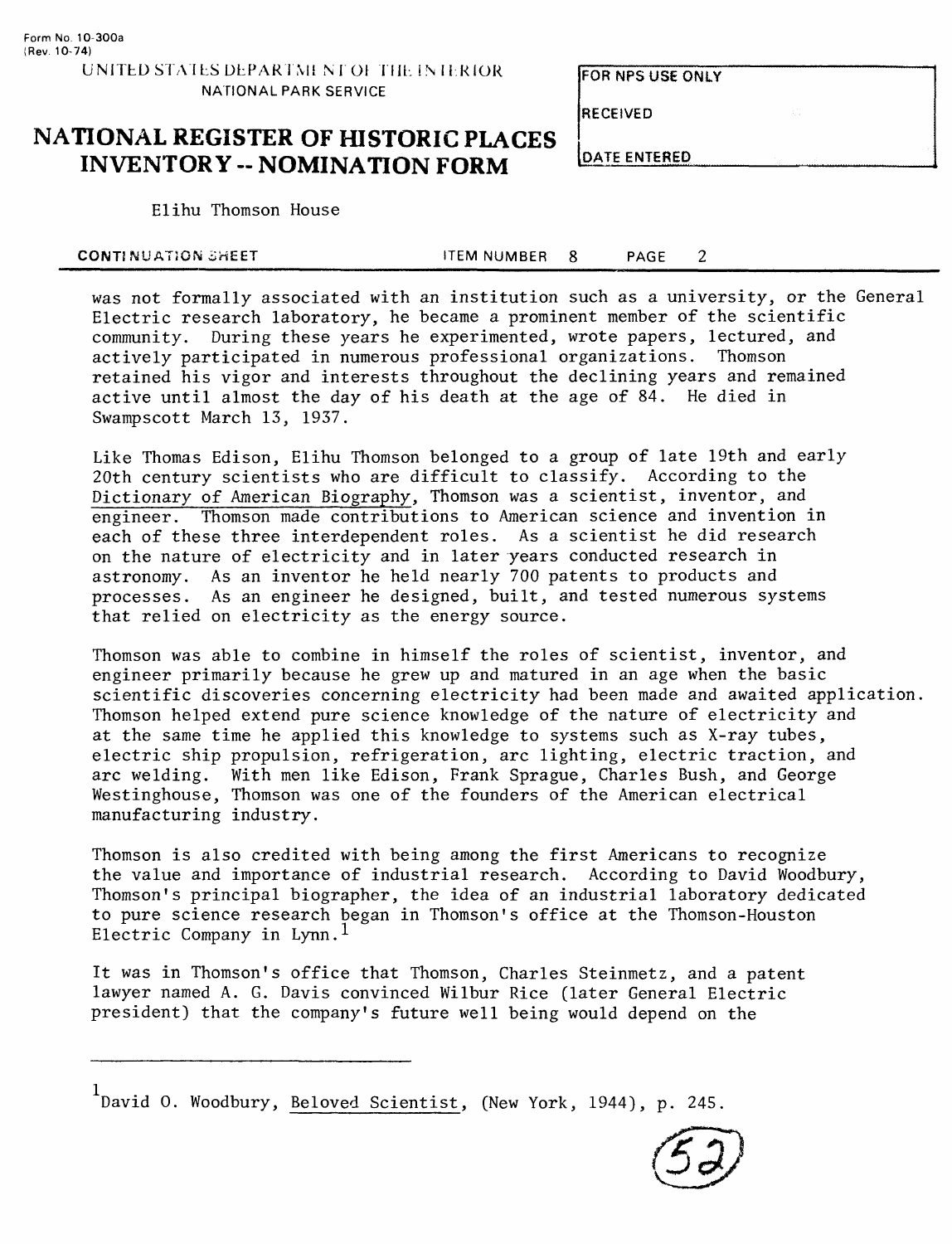Elihu Thomson House

CONTINUATION SHEET — ITEM NUMBER 8 — PAGE 2

was not formally associated with an institution such as a university, or the General Electric research laboratory, he became a prominent member of the scientific community. During these years he experimented, wrote papers, lectured, and actively participated in numerous professional organizations. Thomson retained his vigor and interests throughout the declining years and remained active until almost the day of his death at the age of 84. He died in Swampscott March 13, 1937.

Like Thomas Edison, Elihu Thomson belonged to a group of late 19th and early 20th century scientists who are difficult to classify. According to the Dictionary of American Biography, Thomson was a scientist, inventor, and engineer. Thomson made contributions to American science and invention in each of these three interdependent roles. As a scientist he did research on the nature of electricity and in later years conducted research in astronomy. As an inventor he held nearly 700 patents to products and processes. As an engineer he designed, built, and tested numerous systems that relied on electricity as the energy source.

Thomson was able to combine in himself the roles of scientist, inventor, and engineer primarily because he grew up and matured in an age when the basic scientific discoveries concerning electricity had been made and awaited application. Thomson helped extend pure science knowledge of the nature of electricity and at the same time he applied this knowledge to systems such as X-ray tubes, electric ship propulsion, refrigeration, arc lighting, electric traction, and arc welding. With men like Edison, Frank Sprague, Charles Bush, and George Westinghouse, Thomson was one of the founders of the American electrical manufacturing industry.

Thomson is also credited with being among the first Americans to recognize the value and importance of industrial research. According to David Woodbury, Thomson's principal biographer, the idea of an industrial laboratory dedicated to pure science research began in Thomson's office at the Thomson-Houston Electric Company in Lynn.[1]

It was in Thomson's office that Thomson, Charles Steinmetz, and a patent lawyer named A. G. Davis convinced Wilbur Rice (later General Electric president) that the company's future well being would depend on the

---

[1] David O. Woodbury, Beloved Scientist, (New York, 1944), p. 245.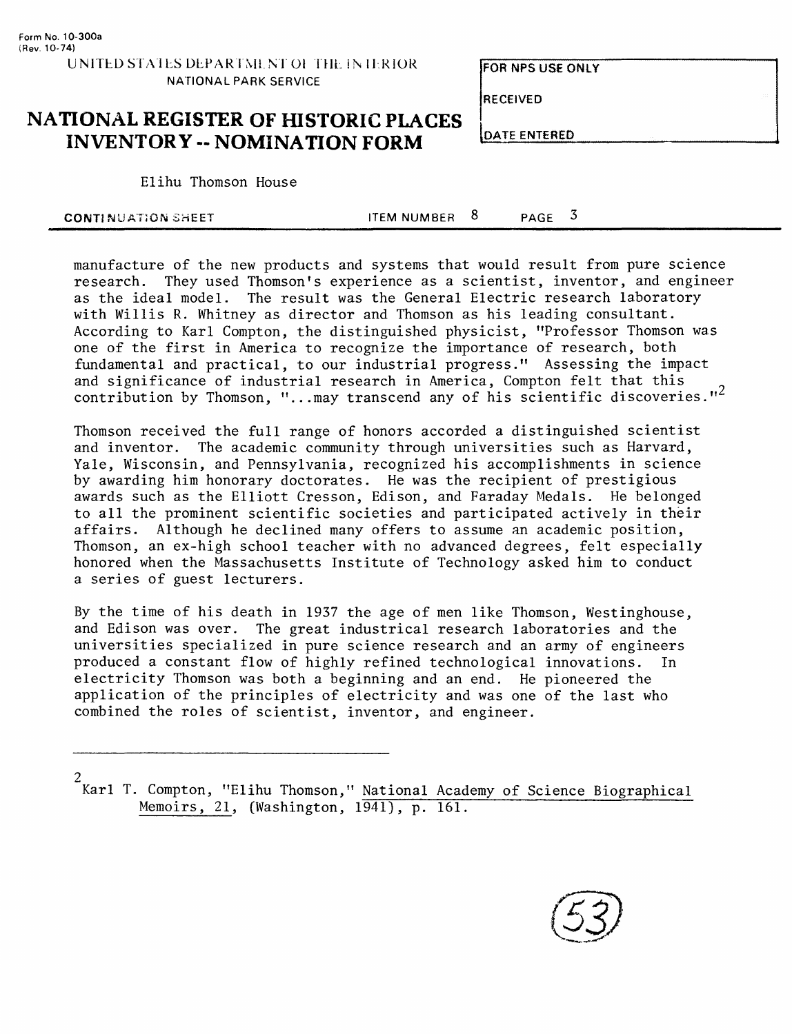manufacture of the new products and systems that would result from pure science research. They used Thomson's experience as a scientist, inventor, and engineer as the ideal model. The result was the General Electric research laboratory with Willis R. Whitney as director and Thomson as his leading consultant. According to Karl Compton, the distinguished physicist, "Professor Thomson was one of the first in America to recognize the importance of research, both fundamental and practical, to our industrial progress." Assessing the impact and significance of industrial research in America, Compton felt that this contribution by Thomson, "...may transcend any of his scientific discoveries."[2]

Thomson received the full range of honors accorded a distinguished scientist and inventor. The academic community through universities such as Harvard, Yale, Wisconsin, and Pennsylvania, recognized his accomplishments in science by awarding him honorary doctorates. He was the recipient of prestigious awards such as the Elliott Cresson, Edison, and Faraday Medals. He belonged to all the prominent scientific societies and participated actively in their affairs. Although he declined many offers to assume an academic position, Thomson, an ex-high school teacher with no advanced degrees, felt especially honored when the Massachusetts Institute of Technology asked him to conduct a series of guest lecturers.

By the time of his death in 1937 the age of men like Thomson, Westinghouse, and Edison was over. The great industrial research laboratories and the universities specialized in pure science research and an army of engineers produced a constant flow of highly refined technological innovations. In electricity Thomson was both a beginning and an end. He pioneered the application of the principles of electricity and was one of the last who combined the roles of scientist, inventor, and engineer.

---

[2] Karl T. Compton, "Elihu Thomson," National Academy of Science Biographical Memoirs, 21, (Washington, 1941), p. 161.